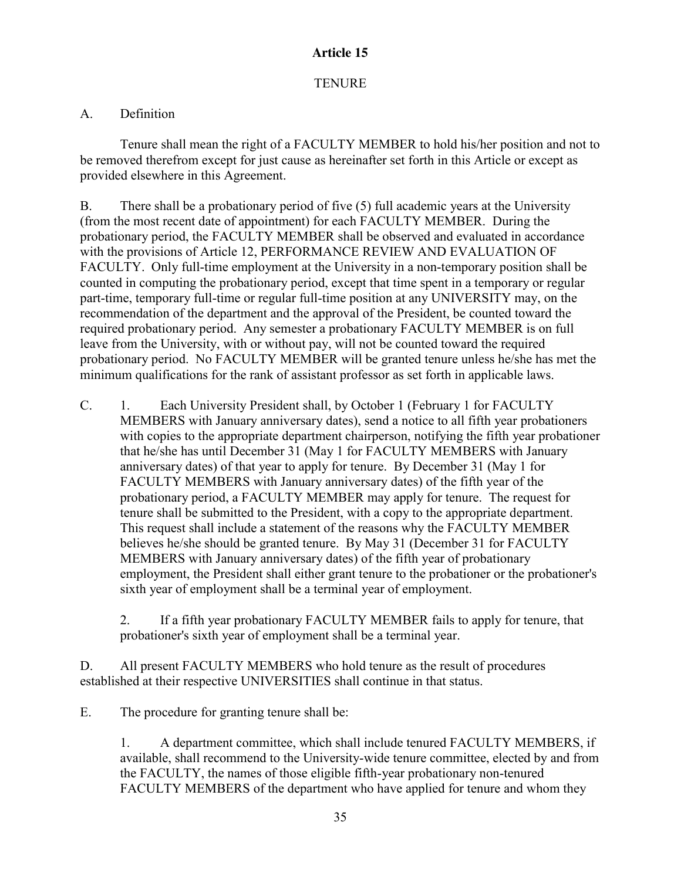# Article 15

## TENURE

A. Definition

Tenure shall mean the right of a FACULTY MEMBER to hold his/her position and not to be removed therefrom except for just cause as hereinafter set forth in this Article or except as provided elsewhere in this Agreement.

B. There shall be a probationary period of five (5) full academic years at the University (from the most recent date of appointment) for each FACULTY MEMBER. During the probationary period, the FACULTY MEMBER shall be observed and evaluated in accordance with the provisions of Article 12, PERFORMANCE REVIEW AND EVALUATION OF FACULTY. Only full-time employment at the University in a non-temporary position shall be counted in computing the probationary period, except that time spent in a temporary or regular part-time, temporary full-time or regular full-time position at any UNIVERSITY may, on the recommendation of the department and the approval of the President, be counted toward the required probationary period. Any semester a probationary FACULTY MEMBER is on full leave from the University, with or without pay, will not be counted toward the required probationary period. No FACULTY MEMBER will be granted tenure unless he/she has met the minimum qualifications for the rank of assistant professor as set forth in applicable laws.

C.

1. Each University President shall, by October 1 (February 1 for FACULTY MEMBERS with January anniversary dates), send a notice to all fifth year probationers with copies to the appropriate department chairperson, notifying the fifth year probationer that he/she has until December 31 (May 1 for FACULTY MEMBERS with January anniversary dates) of that year to apply for tenure. By December 31 (May 1 for FACULTY MEMBERS with January anniversary dates) of the fifth year of the probationary period, a FACULTY MEMBER may apply for tenure. The request for tenure shall be submitted to the President, with a copy to the appropriate department. This request shall include a statement of the reasons why the FACULTY MEMBER believes he/she should be granted tenure. By May 31 (December 31 for FACULTY MEMBERS with January anniversary dates) of the fifth year of probationary employment, the President shall either grant tenure to the probationer or the probationer's sixth year of employment shall be a terminal year of employment.

2. If a fifth year probationary FACULTY MEMBER fails to apply for tenure, that probationer's sixth year of employment shall be a terminal year.

D. All present FACULTY MEMBERS who hold tenure as the result of procedures established at their respective UNIVERSITIES shall continue in that status.

E. The procedure for granting tenure shall be:

1. A department committee, which shall include tenured FACULTY MEMBERS, if available, shall recommend to the University-wide tenure committee, elected by and from the FACULTY, the names of those eligible fifth-year probationary non-tenured FACULTY MEMBERS of the department who have applied for tenure and whom they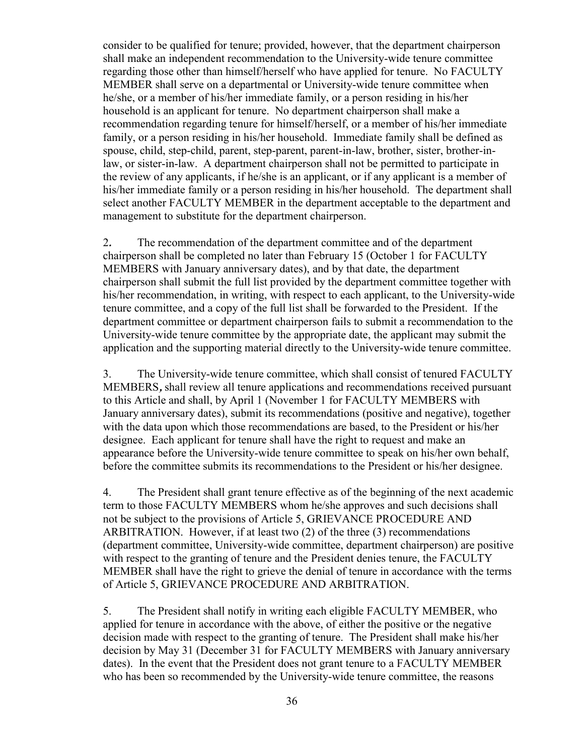consider to be qualified for tenure; provided, however, that the department chairperson shall make an independent recommendation to the University-wide tenure committee regarding those other than himself/herself who have applied for tenure. No FACULTY MEMBER shall serve on a departmental or University-wide tenure committee when he/she, or a member of his/her immediate family, or a person residing in his/her household is an applicant for tenure. No department chairperson shall make a recommendation regarding tenure for himself/herself, or a member of his/her immediate family, or a person residing in his/her household. Immediate family shall be defined as spouse, child, step-child, parent, step-parent, parent-in-law, brother, sister, brother-in-law, or sister-in-law. A department chairperson shall not be permitted to participate in the review of any applicants, if he/she is an applicant, or if any applicant is a member of his/her immediate family or a person residing in his/her household. The department shall select another FACULTY MEMBER in the department acceptable to the department and management to substitute for the department chairperson.

2. The recommendation of the department committee and of the department chairperson shall be completed no later than February 15 (October 1 for FACULTY MEMBERS with January anniversary dates), and by that date, the department chairperson shall submit the full list provided by the department committee together with his/her recommendation, in writing, with respect to each applicant, to the University-wide tenure committee, and a copy of the full list shall be forwarded to the President. If the department committee or department chairperson fails to submit a recommendation to the University-wide tenure committee by the appropriate date, the applicant may submit the application and the supporting material directly to the University-wide tenure committee.

3. The University-wide tenure committee, which shall consist of tenured FACULTY MEMBERS, shall review all tenure applications and recommendations received pursuant to this Article and shall, by April 1 (November 1 for FACULTY MEMBERS with January anniversary dates), submit its recommendations (positive and negative), together with the data upon which those recommendations are based, to the President or his/her designee. Each applicant for tenure shall have the right to request and make an appearance before the University-wide tenure committee to speak on his/her own behalf, before the committee submits its recommendations to the President or his/her designee.

4. The President shall grant tenure effective as of the beginning of the next academic term to those FACULTY MEMBERS whom he/she approves and such decisions shall not be subject to the provisions of Article 5, GRIEVANCE PROCEDURE AND ARBITRATION. However, if at least two (2) of the three (3) recommendations (department committee, University-wide committee, department chairperson) are positive with respect to the granting of tenure and the President denies tenure, the FACULTY MEMBER shall have the right to grieve the denial of tenure in accordance with the terms of Article 5, GRIEVANCE PROCEDURE AND ARBITRATION.

5. The President shall notify in writing each eligible FACULTY MEMBER, who applied for tenure in accordance with the above, of either the positive or the negative decision made with respect to the granting of tenure. The President shall make his/her decision by May 31 (December 31 for FACULTY MEMBERS with January anniversary dates). In the event that the President does not grant tenure to a FACULTY MEMBER who has been so recommended by the University-wide tenure committee, the reasons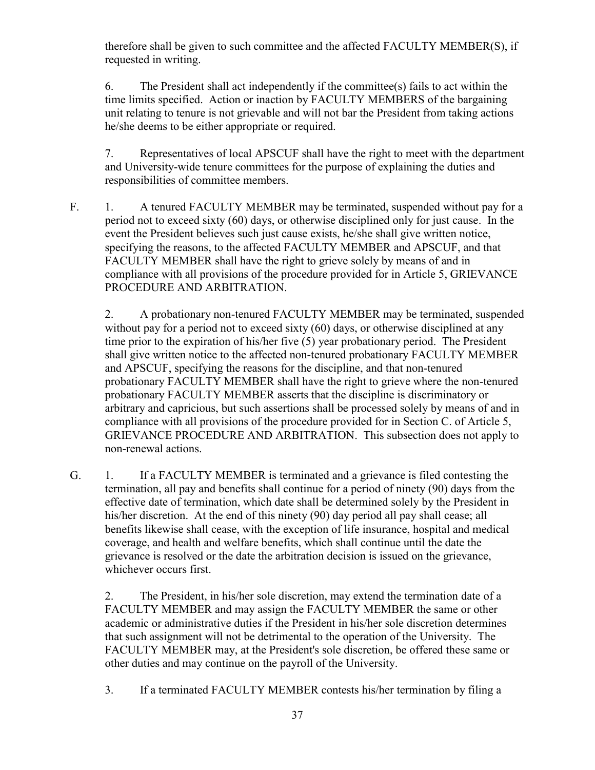therefore shall be given to such committee and the affected FACULTY MEMBER(S), if requested in writing.

6. The President shall act independently if the committee(s) fails to act within the time limits specified. Action or inaction by FACULTY MEMBERS of the bargaining unit relating to tenure is not grievable and will not bar the President from taking actions he/she deems to be either appropriate or required.

7. Representatives of local APSCUF shall have the right to meet with the department and University-wide tenure committees for the purpose of explaining the duties and responsibilities of committee members.

F. 1. A tenured FACULTY MEMBER may be terminated, suspended without pay for a period not to exceed sixty (60) days, or otherwise disciplined only for just cause. In the event the President believes such just cause exists, he/she shall give written notice, specifying the reasons, to the affected FACULTY MEMBER and APSCUF, and that FACULTY MEMBER shall have the right to grieve solely by means of and in compliance with all provisions of the procedure provided for in Article 5, GRIEVANCE PROCEDURE AND ARBITRATION.

2. A probationary non-tenured FACULTY MEMBER may be terminated, suspended without pay for a period not to exceed sixty (60) days, or otherwise disciplined at any time prior to the expiration of his/her five (5) year probationary period. The President shall give written notice to the affected non-tenured probationary FACULTY MEMBER and APSCUF, specifying the reasons for the discipline, and that non-tenured probationary FACULTY MEMBER shall have the right to grieve where the non-tenured probationary FACULTY MEMBER asserts that the discipline is discriminatory or arbitrary and capricious, but such assertions shall be processed solely by means of and in compliance with all provisions of the procedure provided for in Section C. of Article 5, GRIEVANCE PROCEDURE AND ARBITRATION. This subsection does not apply to non-renewal actions.

G. 1. If a FACULTY MEMBER is terminated and a grievance is filed contesting the termination, all pay and benefits shall continue for a period of ninety (90) days from the effective date of termination, which date shall be determined solely by the President in his/her discretion. At the end of this ninety (90) day period all pay shall cease; all benefits likewise shall cease, with the exception of life insurance, hospital and medical coverage, and health and welfare benefits, which shall continue until the date the grievance is resolved or the date the arbitration decision is issued on the grievance, whichever occurs first.

2. The President, in his/her sole discretion, may extend the termination date of a FACULTY MEMBER and may assign the FACULTY MEMBER the same or other academic or administrative duties if the President in his/her sole discretion determines that such assignment will not be detrimental to the operation of the University. The FACULTY MEMBER may, at the President's sole discretion, be offered these same or other duties and may continue on the payroll of the University.

3. If a terminated FACULTY MEMBER contests his/her termination by filing a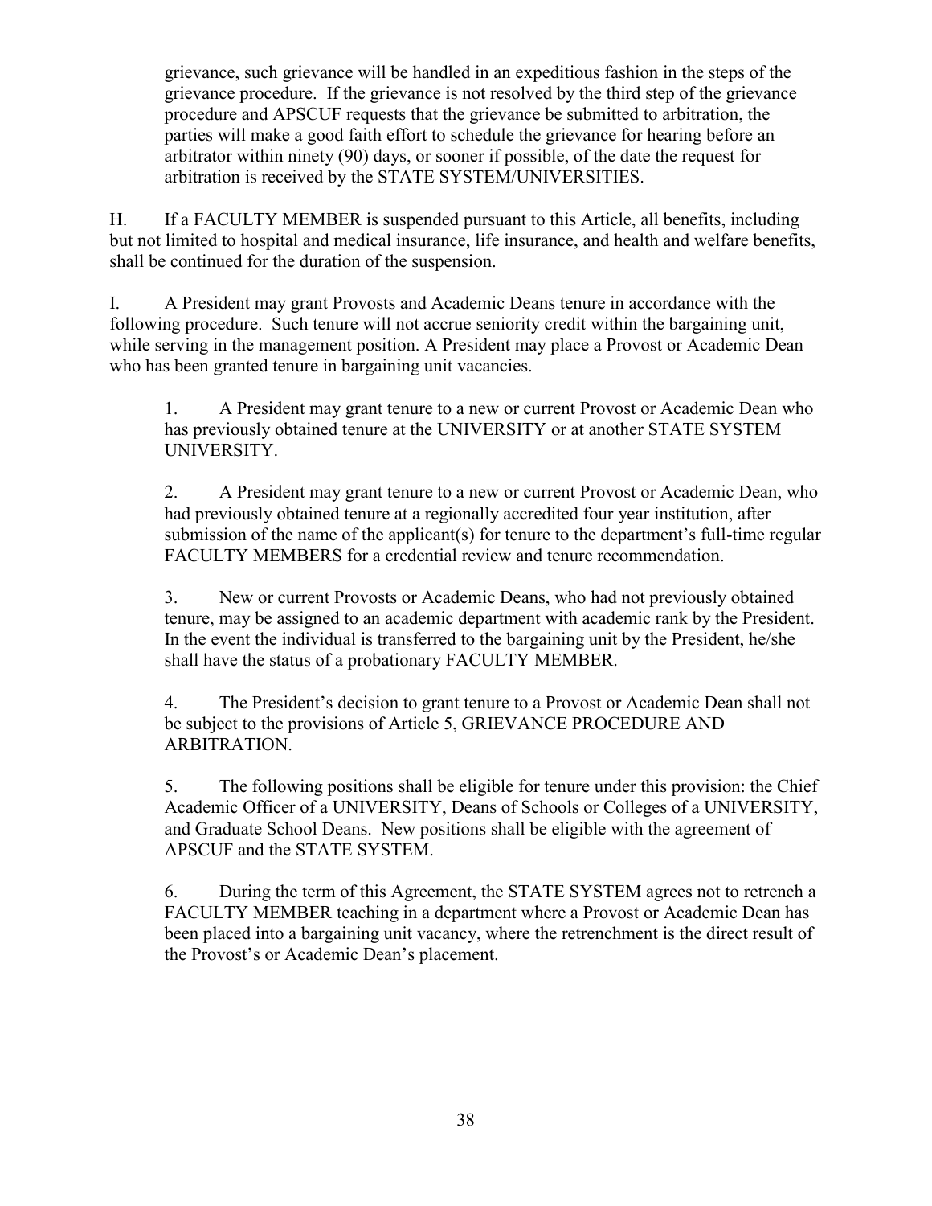grievance, such grievance will be handled in an expeditious fashion in the steps of the grievance procedure. If the grievance is not resolved by the third step of the grievance procedure and APSCUF requests that the grievance be submitted to arbitration, the parties will make a good faith effort to schedule the grievance for hearing before an arbitrator within ninety (90) days, or sooner if possible, of the date the request for arbitration is received by the STATE SYSTEM/UNIVERSITIES.

H. If a FACULTY MEMBER is suspended pursuant to this Article, all benefits, including but not limited to hospital and medical insurance, life insurance, and health and welfare benefits, shall be continued for the duration of the suspension.

I. A President may grant Provosts and Academic Deans tenure in accordance with the following procedure. Such tenure will not accrue seniority credit within the bargaining unit, while serving in the management position. A President may place a Provost or Academic Dean who has been granted tenure in bargaining unit vacancies.

1. A President may grant tenure to a new or current Provost or Academic Dean who has previously obtained tenure at the UNIVERSITY or at another STATE SYSTEM UNIVERSITY.

2. A President may grant tenure to a new or current Provost or Academic Dean, who had previously obtained tenure at a regionally accredited four year institution, after submission of the name of the applicant(s) for tenure to the department's full-time regular FACULTY MEMBERS for a credential review and tenure recommendation.

3. New or current Provosts or Academic Deans, who had not previously obtained tenure, may be assigned to an academic department with academic rank by the President. In the event the individual is transferred to the bargaining unit by the President, he/she shall have the status of a probationary FACULTY MEMBER.

4. The President's decision to grant tenure to a Provost or Academic Dean shall not be subject to the provisions of Article 5, GRIEVANCE PROCEDURE AND ARBITRATION.

5. The following positions shall be eligible for tenure under this provision: the Chief Academic Officer of a UNIVERSITY, Deans of Schools or Colleges of a UNIVERSITY, and Graduate School Deans. New positions shall be eligible with the agreement of APSCUF and the STATE SYSTEM.

6. During the term of this Agreement, the STATE SYSTEM agrees not to retrench a FACULTY MEMBER teaching in a department where a Provost or Academic Dean has been placed into a bargaining unit vacancy, where the retrenchment is the direct result of the Provost's or Academic Dean's placement.